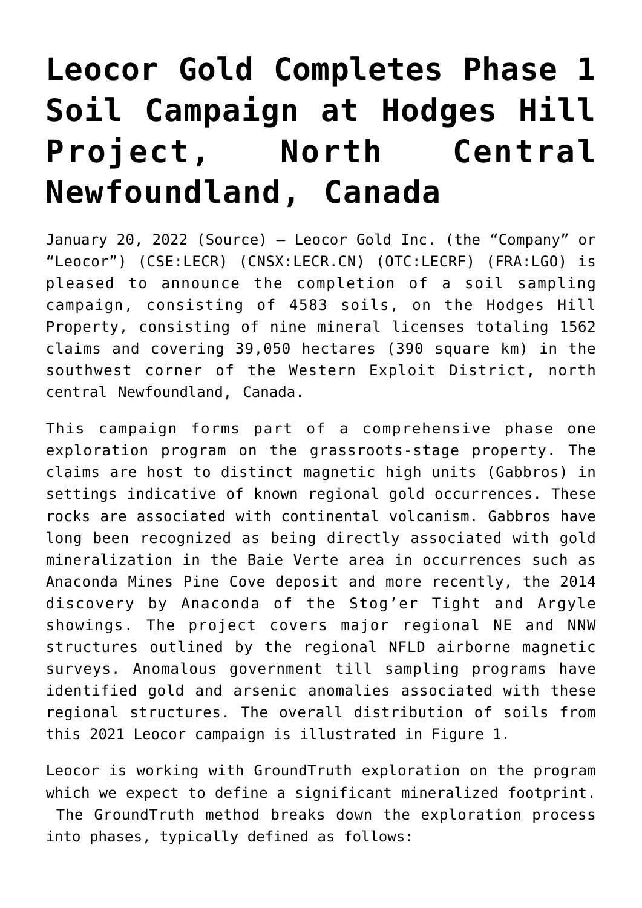# Leocor Gold Completes Phase 1 Soil Campaign at Hodges Hill Project, North Central Newfoundland, Canada

January 20, 2022 (Source) — Leocor Gold Inc. (the "Company" or "Leocor") (CSE:LECR) (CNSX:LECR.CN) (OTC:LECRF) (FRA:LGO) is pleased to announce the completion of a soil sampling campaign, consisting of 4583 soils, on the Hodges Hill Property, consisting of nine mineral licenses totaling 1562 claims and covering 39,050 hectares (390 square km) in the southwest corner of the Western Exploit District, north central Newfoundland, Canada.

This campaign forms part of a comprehensive phase one exploration program on the grassroots-stage property. The claims are host to distinct magnetic high units (Gabbros) in settings indicative of known regional gold occurrences. These rocks are associated with continental volcanism. Gabbros have long been recognized as being directly associated with gold mineralization in the Baie Verte area in occurrences such as Anaconda Mines Pine Cove deposit and more recently, the 2014 discovery by Anaconda of the Stog'er Tight and Argyle showings. The project covers major regional NE and NNW structures outlined by the regional NFLD airborne magnetic surveys. Anomalous government till sampling programs have identified gold and arsenic anomalies associated with these regional structures. The overall distribution of soils from this 2021 Leocor campaign is illustrated in Figure 1.

Leocor is working with GroundTruth exploration on the program which we expect to define a significant mineralized footprint. The GroundTruth method breaks down the exploration process into phases, typically defined as follows: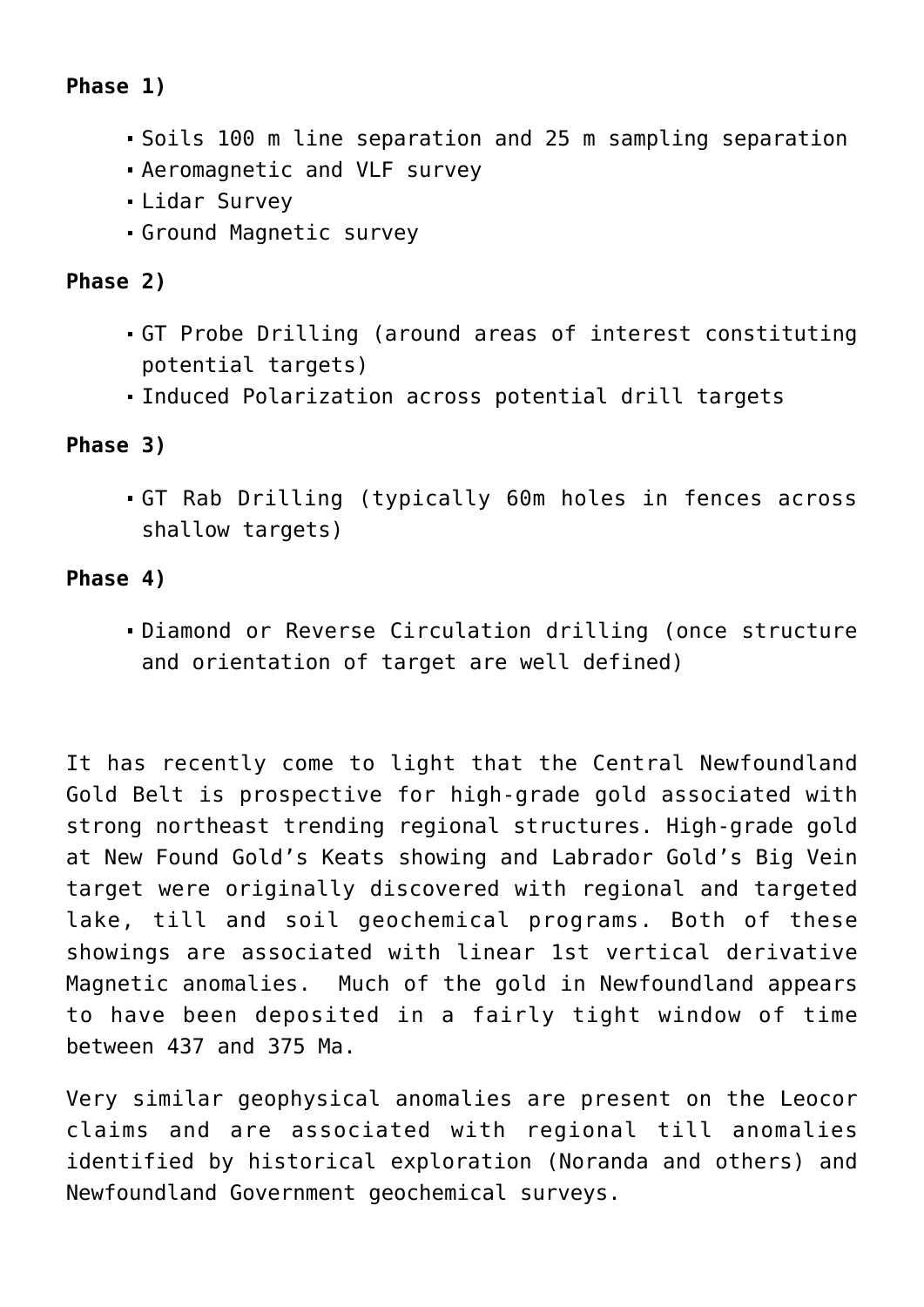**Phase 1)**

- Soils 100 m line separation and 25 m sampling separation
- Aeromagnetic and VLF survey
- Lidar Survey
- Ground Magnetic survey

**Phase 2)**

- GT Probe Drilling (around areas of interest constituting potential targets)
- Induced Polarization across potential drill targets

**Phase 3)**

- GT Rab Drilling (typically 60m holes in fences across shallow targets)

**Phase 4)**

- Diamond or Reverse Circulation drilling (once structure and orientation of target are well defined)

It has recently come to light that the Central Newfoundland Gold Belt is prospective for high-grade gold associated with strong northeast trending regional structures. High-grade gold at New Found Gold's Keats showing and Labrador Gold's Big Vein target were originally discovered with regional and targeted lake, till and soil geochemical programs. Both of these showings are associated with linear 1st vertical derivative Magnetic anomalies. Much of the gold in Newfoundland appears to have been deposited in a fairly tight window of time between 437 and 375 Ma.

Very similar geophysical anomalies are present on the Leocor claims and are associated with regional till anomalies identified by historical exploration (Noranda and others) and Newfoundland Government geochemical surveys.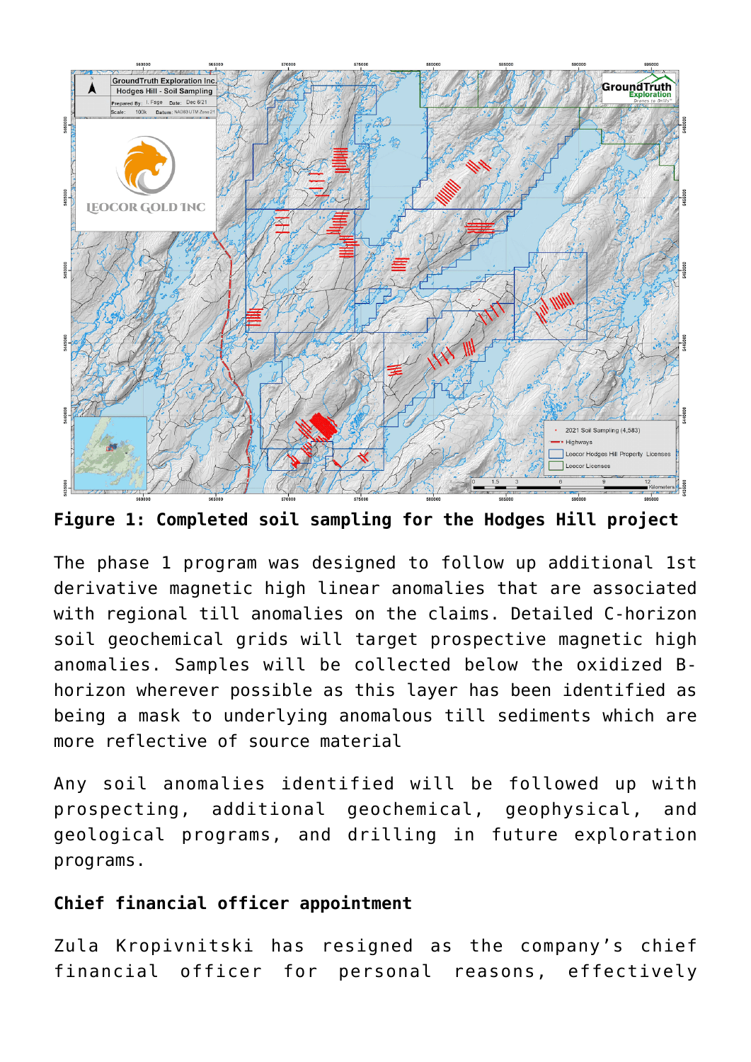**Figure 1: Completed soil sampling for the Hodges Hill project**

The phase 1 program was designed to follow up additional 1st derivative magnetic high linear anomalies that are associated with regional till anomalies on the claims. Detailed C-horizon soil geochemical grids will target prospective magnetic high anomalies. Samples will be collected below the oxidized B-horizon wherever possible as this layer has been identified as being a mask to underlying anomalous till sediments which are more reflective of source material

Any soil anomalies identified will be followed up with prospecting, additional geochemical, geophysical, and geological programs, and drilling in future exploration programs.

**Chief financial officer appointment**

Zula Kropivnitski has resigned as the company's chief financial officer for personal reasons, effectively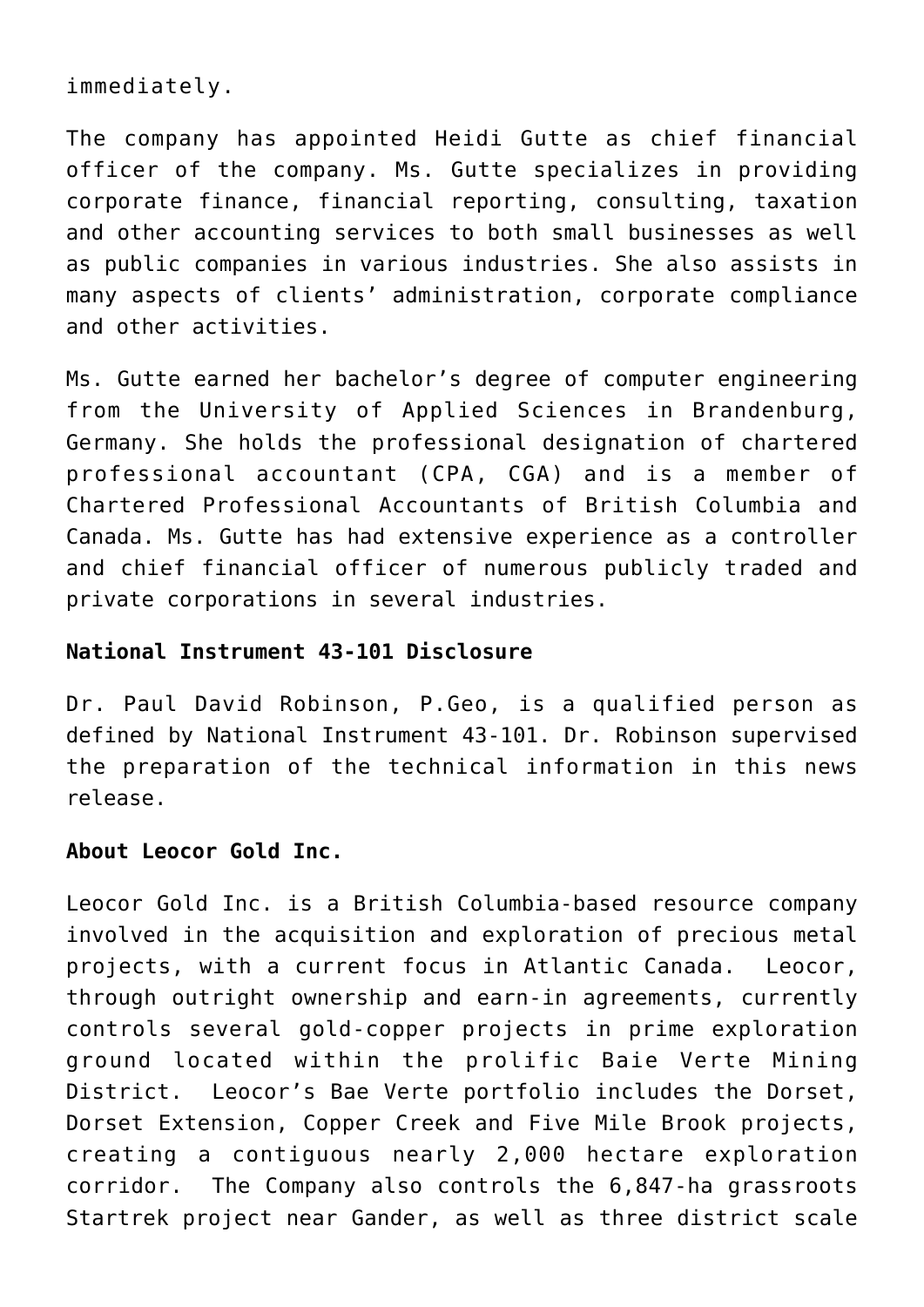immediately.

The company has appointed Heidi Gutte as chief financial officer of the company. Ms. Gutte specializes in providing corporate finance, financial reporting, consulting, taxation and other accounting services to both small businesses as well as public companies in various industries. She also assists in many aspects of clients' administration, corporate compliance and other activities.

Ms. Gutte earned her bachelor's degree of computer engineering from the University of Applied Sciences in Brandenburg, Germany. She holds the professional designation of chartered professional accountant (CPA, CGA) and is a member of Chartered Professional Accountants of British Columbia and Canada. Ms. Gutte has had extensive experience as a controller and chief financial officer of numerous publicly traded and private corporations in several industries.

**National Instrument 43-101 Disclosure**

Dr. Paul David Robinson, P.Geo, is a qualified person as defined by National Instrument 43-101. Dr. Robinson supervised the preparation of the technical information in this news release.

**About Leocor Gold Inc.**

Leocor Gold Inc. is a British Columbia-based resource company involved in the acquisition and exploration of precious metal projects, with a current focus in Atlantic Canada. Leocor, through outright ownership and earn-in agreements, currently controls several gold-copper projects in prime exploration ground located within the prolific Baie Verte Mining District. Leocor's Bae Verte portfolio includes the Dorset, Dorset Extension, Copper Creek and Five Mile Brook projects, creating a contiguous nearly 2,000 hectare exploration corridor. The Company also controls the 6,847-ha grassroots Startrek project near Gander, as well as three district scale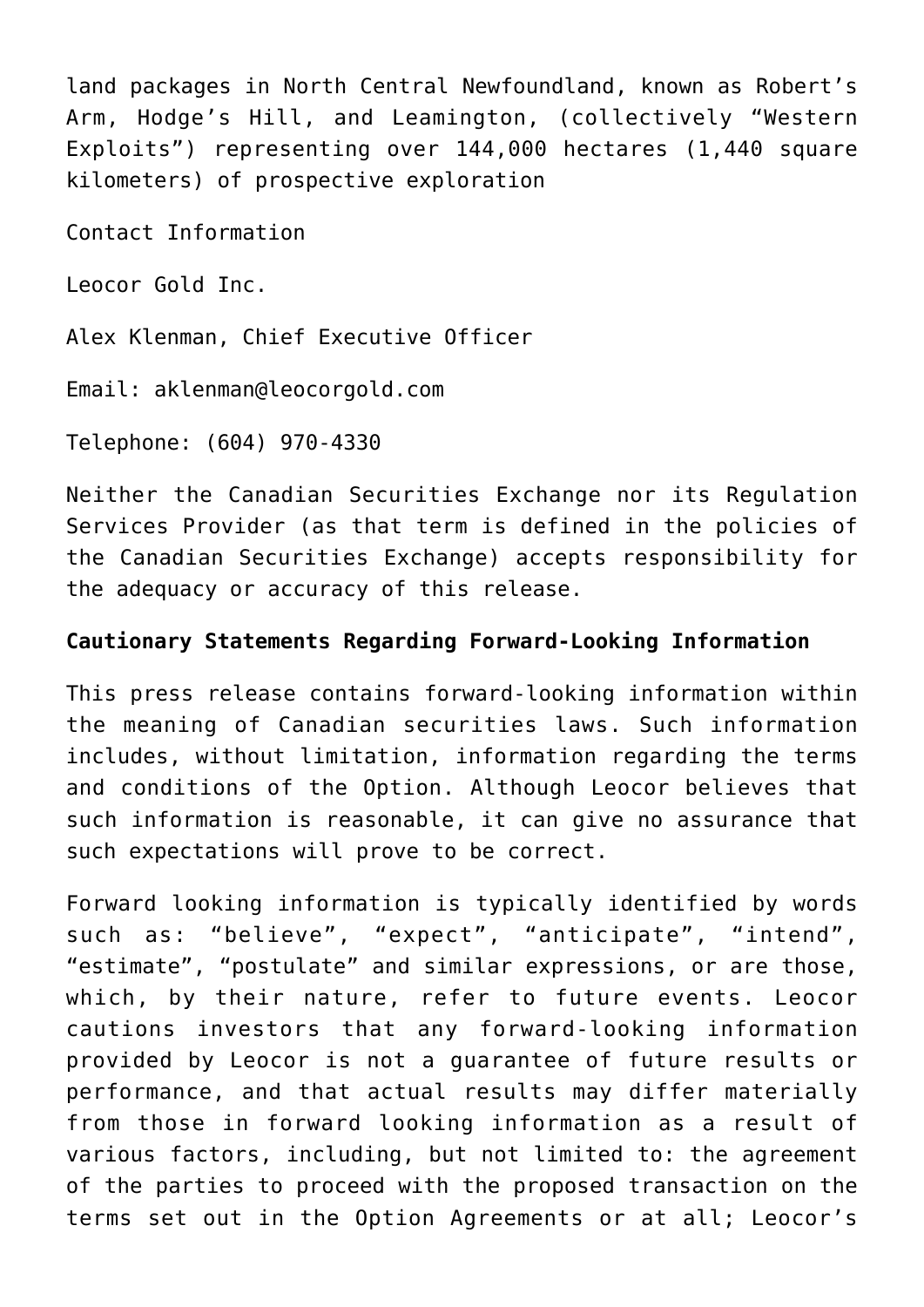land packages in North Central Newfoundland, known as Robert’s Arm, Hodge’s Hill, and Leamington, (collectively “Western Exploits”) representing over 144,000 hectares (1,440 square kilometers) of prospective exploration

Contact Information

Leocor Gold Inc.

Alex Klenman, Chief Executive Officer

Email: aklenman@leocorgold.com

Telephone: (604) 970-4330

Neither the Canadian Securities Exchange nor its Regulation Services Provider (as that term is defined in the policies of the Canadian Securities Exchange) accepts responsibility for the adequacy or accuracy of this release.

**Cautionary Statements Regarding Forward-Looking Information**

This press release contains forward-looking information within the meaning of Canadian securities laws. Such information includes, without limitation, information regarding the terms and conditions of the Option. Although Leocor believes that such information is reasonable, it can give no assurance that such expectations will prove to be correct.

Forward looking information is typically identified by words such as: “believe”, “expect”, “anticipate”, “intend”, “estimate”, “postulate” and similar expressions, or are those, which, by their nature, refer to future events. Leocor cautions investors that any forward-looking information provided by Leocor is not a guarantee of future results or performance, and that actual results may differ materially from those in forward looking information as a result of various factors, including, but not limited to: the agreement of the parties to proceed with the proposed transaction on the terms set out in the Option Agreements or at all; Leocor’s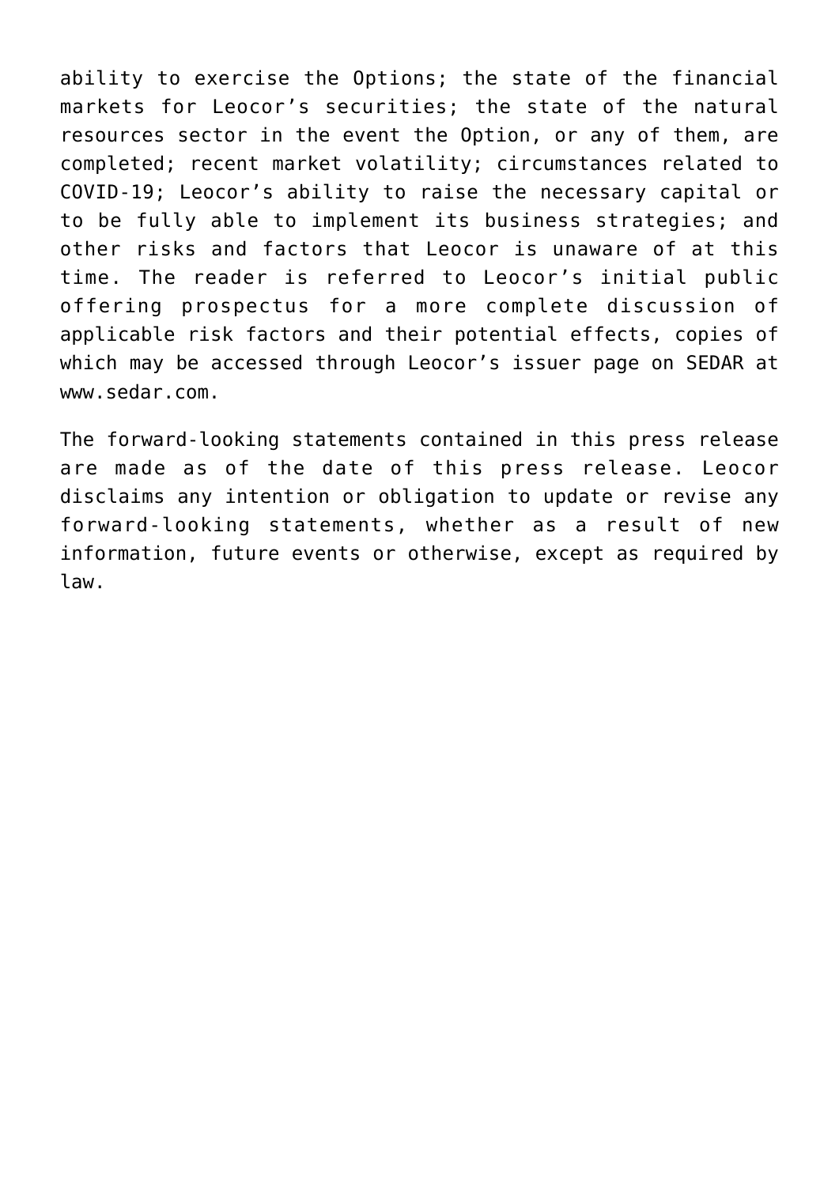ability to exercise the Options; the state of the financial markets for Leocor's securities; the state of the natural resources sector in the event the Option, or any of them, are completed; recent market volatility; circumstances related to COVID-19; Leocor's ability to raise the necessary capital or to be fully able to implement its business strategies; and other risks and factors that Leocor is unaware of at this time. The reader is referred to Leocor's initial public offering prospectus for a more complete discussion of applicable risk factors and their potential effects, copies of which may be accessed through Leocor's issuer page on SEDAR at www.sedar.com.

The forward-looking statements contained in this press release are made as of the date of this press release. Leocor disclaims any intention or obligation to update or revise any forward-looking statements, whether as a result of new information, future events or otherwise, except as required by law.